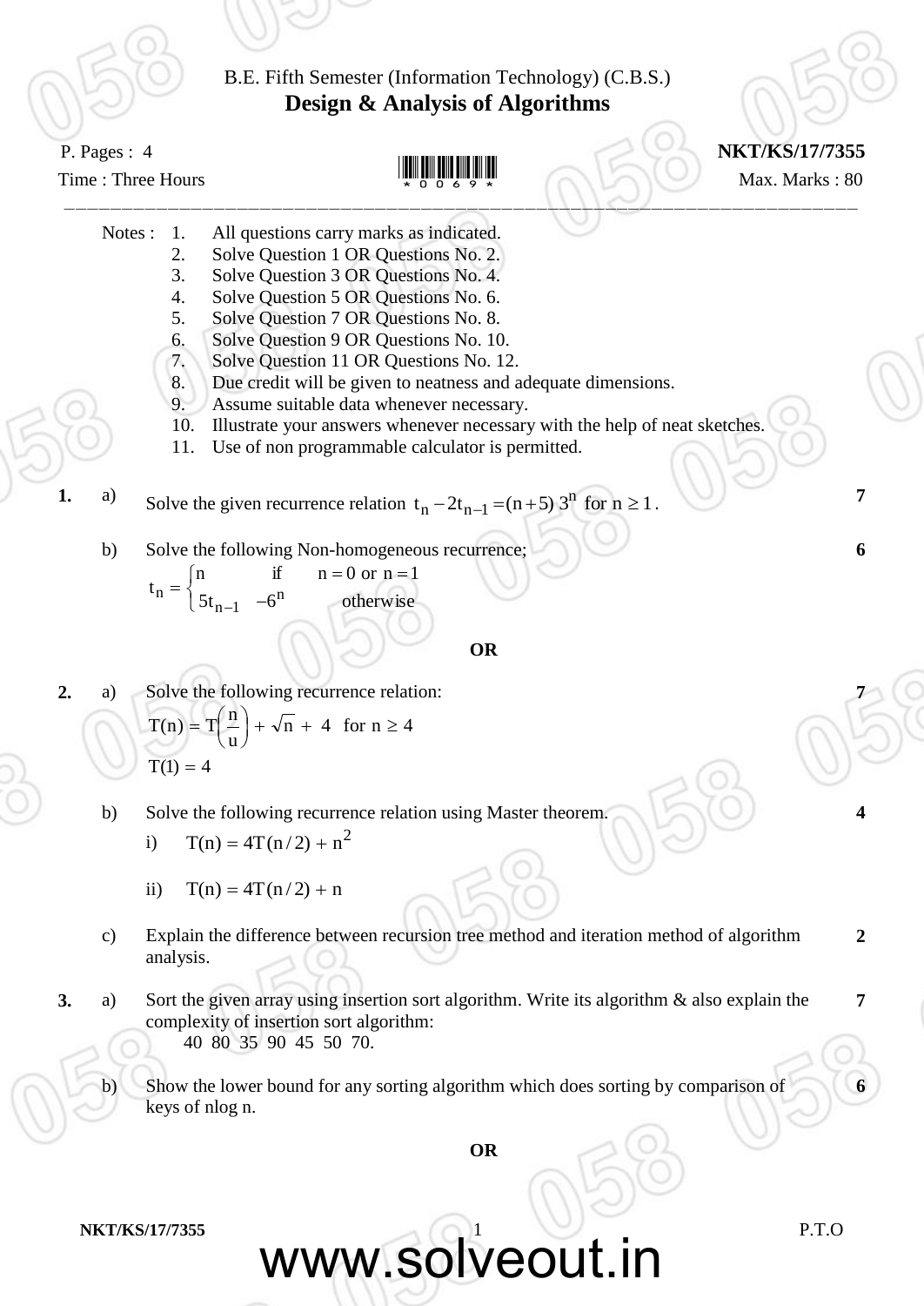B.E. Fifth Semester (Information Technology) (C.B.S.)

# Design & Analysis of Algorithms

P. Pages : 4 | **NKT/KS/17/7355**

Time : Three Hours | Max. Marks : 80

---

Notes :
1. All questions carry marks as indicated.
2. Solve Question 1 OR Questions No. 2.
3. Solve Question 3 OR Questions No. 4.
4. Solve Question 5 OR Questions No. 6.
5. Solve Question 7 OR Questions No. 8.
6. Solve Question 9 OR Questions No. 10.
7. Solve Question 11 OR Questions No. 12.
8. Due credit will be given to neatness and adequate dimensions.
9. Assume suitable data whenever necessary.
10. Illustrate your answers whenever necessary with the help of neat sketches.
11. Use of non programmable calculator is permitted.

**1.** a) Solve the given recurrence relation $t_n - 2t_{n-1} = (n+5)\,3^n$ for $n \geq 1$. **7**

b) Solve the following Non-homogeneous recurrence; **6**

$$t_n = \begin{cases} n & \text{if} \quad n = 0 \text{ or } n = 1 \\ 5t_{n-1} \; - 6^n & \text{otherwise} \end{cases}$$

**OR**

**2.** a) Solve the following recurrence relation: **7**

$$T(n) = T\left(\frac{n}{u}\right) + \sqrt{n} + 4 \quad \text{for } n \geq 4$$

$$T(1) = 4$$

b) Solve the following recurrence relation using Master theorem. **4**

i) $T(n) = 4T(n/2) + n^2$

ii) $T(n) = 4T(n/2) + n$

c) Explain the difference between recursion tree method and iteration method of algorithm analysis. **2**

**3.** a) Sort the given array using insertion sort algorithm. Write its algorithm & also explain the complexity of insertion sort algorithm: **7**

40 80 35 90 45 50 70.

b) Show the lower bound for any sorting algorithm which does sorting by comparison of keys of nlog n. **6**

**OR**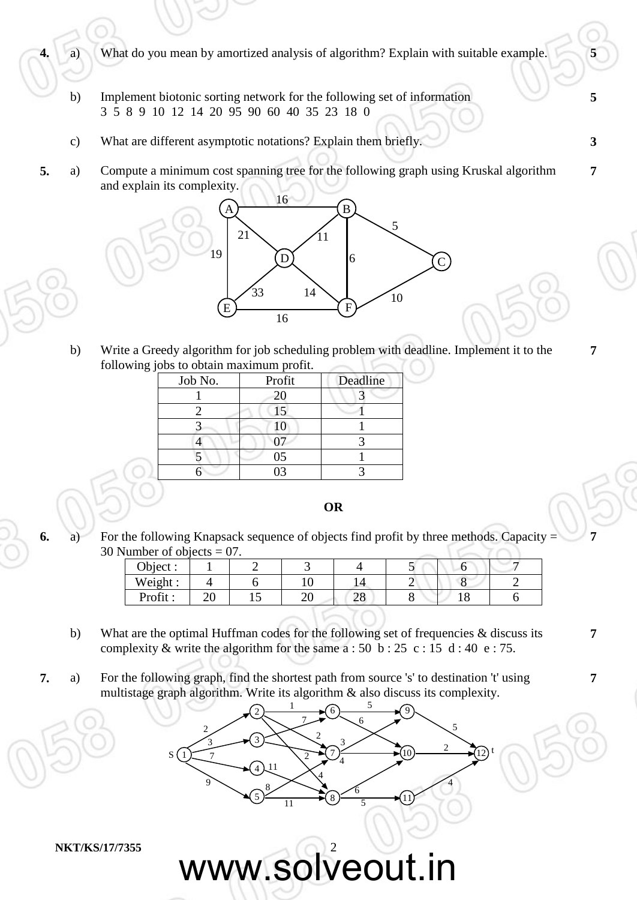4. a) What do you mean by amortized analysis of algorithm? Explain with suitable example. **5**

   b) Implement biotonic sorting network for the following set of information **5**
   3 5 8 9 10 12 14 20 95 90 60 40 35 23 18 0

   c) What are different asymptotic notations? Explain them briefly. **3**

5. a) Compute a minimum cost spanning tree for the following graph using Kruskal algorithm and explain its complexity. **7**

   b) Write a Greedy algorithm for job scheduling problem with deadline. Implement it to the following jobs to obtain maximum profit. **7**

| Job No. | Profit | Deadline |
|---|---|---|
| 1 | 20 | 3 |
| 2 | 15 | 1 |
| 3 | 10 | 1 |
| 4 | 07 | 3 |
| 5 | 05 | 1 |
| 6 | 03 | 3 |

**OR**

6. a) For the following Knapsack sequence of objects find profit by three methods. Capacity = 30 Number of objects = 07. **7**

| Object : | 1 | 2 | 3 | 4 | 5 | 6 | 7 |
|---|---|---|---|---|---|---|---|
| Weight : | 4 | 6 | 10 | 14 | 2 | 8 | 2 |
| Profit : | 20 | 15 | 20 | 28 | 8 | 18 | 6 |

   b) What are the optimal Huffman codes for the following set of frequencies & discuss its complexity & write the algorithm for the same a : 50 b : 25 c : 15 d : 40 e : 75. **7**

7. a) For the following graph, find the shortest path from source 's' to destination 't' using multistage graph algorithm. Write its algorithm & also discuss its complexity. **7**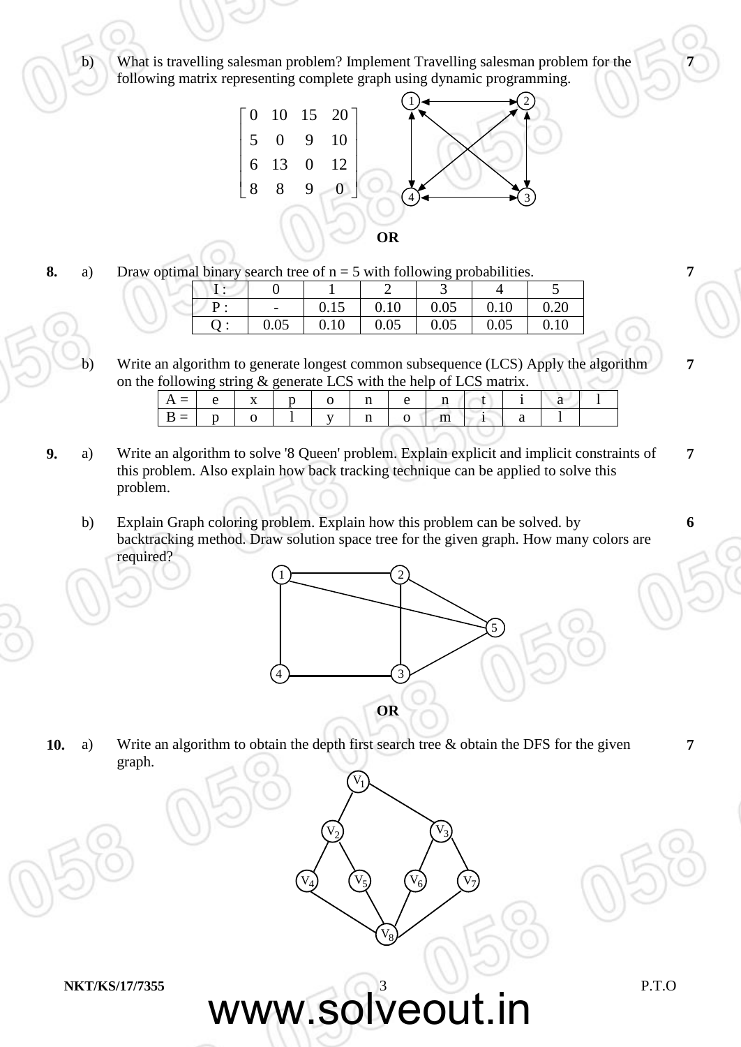b) What is travelling salesman problem? Implement Travelling salesman problem for the following matrix representing complete graph using dynamic programming. **7**

$$\begin{bmatrix} 0 & 10 & 15 & 20 \\ 5 & 0 & 9 & 10 \\ 6 & 13 & 0 & 12 \\ 8 & 8 & 9 & 0 \end{bmatrix}$$

**OR**

**8.** a) Draw optimal binary search tree of n = 5 with following probabilities. **7**

| I : | 0 | 1 | 2 | 3 | 4 | 5 |
|---|---|---|---|---|---|---|
| P : | - | 0.15 | 0.10 | 0.05 | 0.10 | 0.20 |
| Q : | 0.05 | 0.10 | 0.05 | 0.05 | 0.05 | 0.10 |

b) Write an algorithm to generate longest common subsequence (LCS) Apply the algorithm on the following string & generate LCS with the help of LCS matrix. **7**

| A = | e | x | p | o | n | e | n | t | i | a | l |
|---|---|---|---|---|---|---|---|---|---|---|---|
| B = | p | o | l | y | n | o | m | i | a | l | |

**9.** a) Write an algorithm to solve '8 Queen' problem. Explain explicit and implicit constraints of this problem. Also explain how back tracking technique can be applied to solve this problem. **7**

b) Explain Graph coloring problem. Explain how this problem can be solved. by backtracking method. Draw solution space tree for the given graph. How many colors are required? **6**

**OR**

**10.** a) Write an algorithm to obtain the depth first search tree & obtain the DFS for the given graph. **7**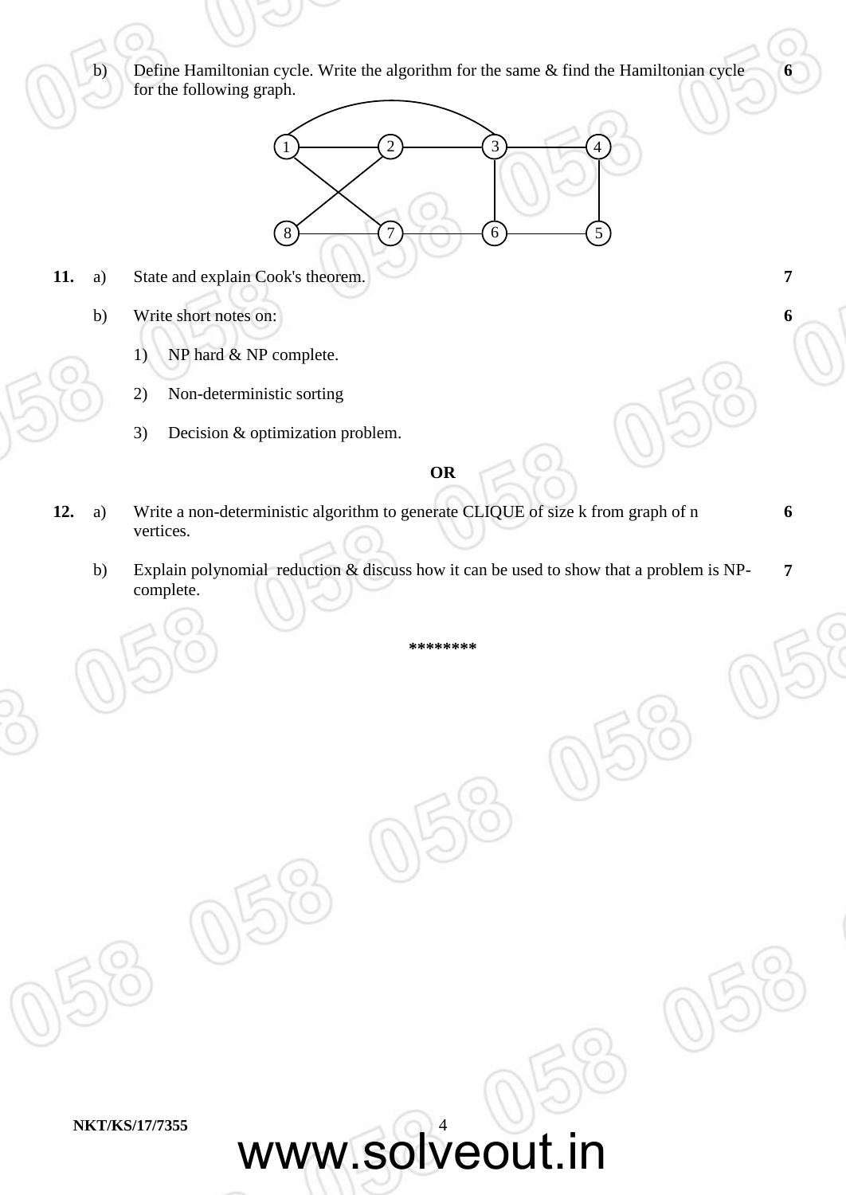b) Define Hamiltonian cycle. Write the algorithm for the same & find the Hamiltonian cycle for the following graph. **6**

1
2
3
4
8
7
6
5

**11.** a) State and explain Cook's theorem. **7**

b) Write short notes on: **6**

1) NP hard & NP complete.

2) Non-deterministic sorting

3) Decision & optimization problem.

**OR**

**12.** a) Write a non-deterministic algorithm to generate CLIQUE of size k from graph of n vertices. **6**

b) Explain polynomial reduction & discuss how it can be used to show that a problem is NP-complete. **7**

********